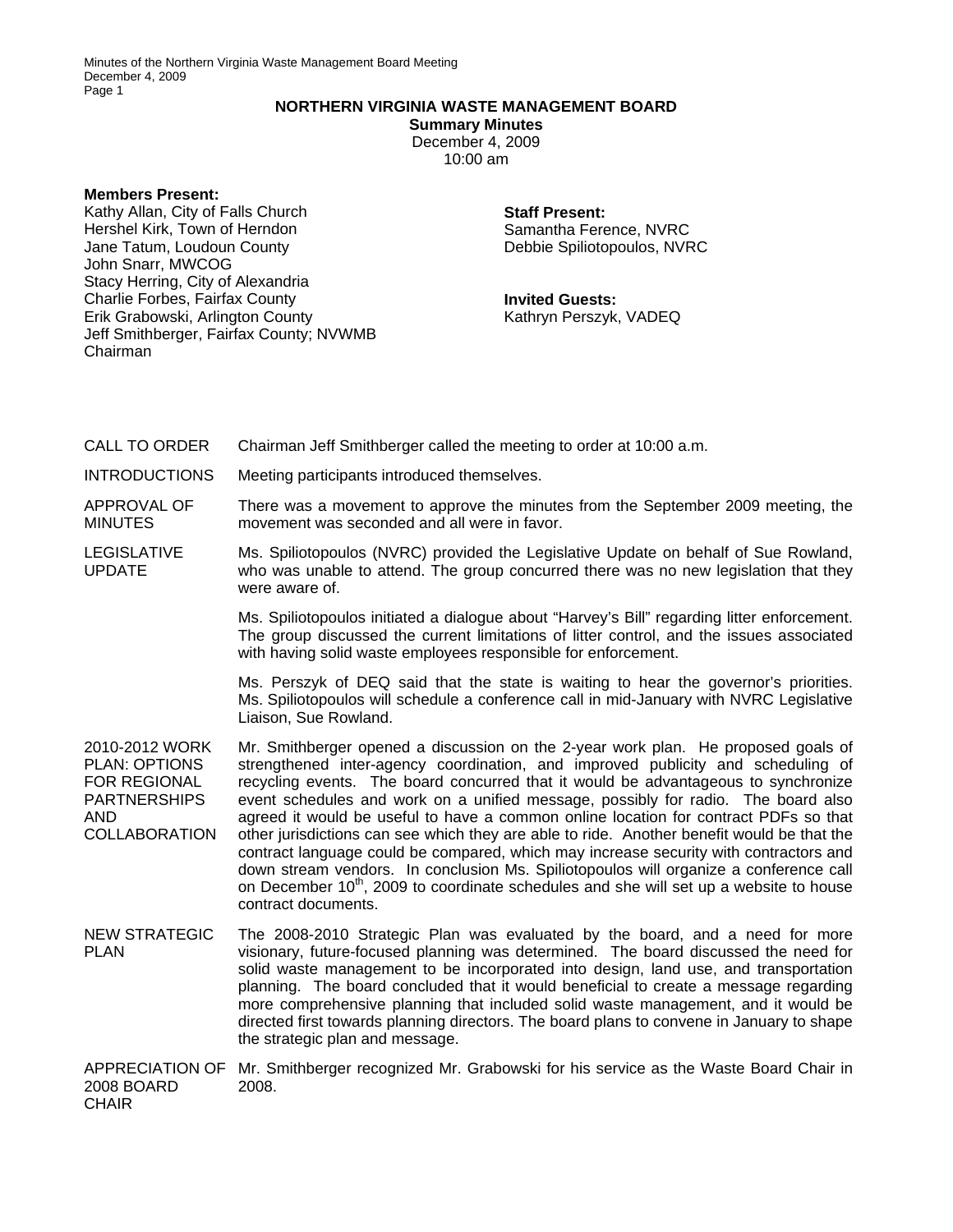# NORTHERN VIRGINIA WASTE MANAGEMENT BOARD

**Summary Minutes**
December 4, 2009
10:00 am

**Members Present:**
Kathy Allan, City of Falls Church
Hershel Kirk, Town of Herndon
Jane Tatum, Loudoun County
John Snarr, MWCOG
Stacy Herring, City of Alexandria
Charlie Forbes, Fairfax County
Erik Grabowski, Arlington County
Jeff Smithberger, Fairfax County; NVWMB Chairman

**Staff Present:**
Samantha Ference, NVRC
Debbie Spiliotopoulos, NVRC

**Invited Guests:**
Kathryn Perszyk, VADEQ

**CALL TO ORDER**
Chairman Jeff Smithberger called the meeting to order at 10:00 a.m.

**INTRODUCTIONS**
Meeting participants introduced themselves.

**APPROVAL OF MINUTES**
There was a movement to approve the minutes from the September 2009 meeting, the movement was seconded and all were in favor.

**LEGISLATIVE UPDATE**
Ms. Spiliotopoulos (NVRC) provided the Legislative Update on behalf of Sue Rowland, who was unable to attend. The group concurred there was no new legislation that they were aware of.

Ms. Spiliotopoulos initiated a dialogue about "Harvey's Bill" regarding litter enforcement. The group discussed the current limitations of litter control, and the issues associated with having solid waste employees responsible for enforcement.

Ms. Perszyk of DEQ said that the state is waiting to hear the governor's priorities. Ms. Spiliotopoulos will schedule a conference call in mid-January with NVRC Legislative Liaison, Sue Rowland.

**2010-2012 WORK PLAN: OPTIONS FOR REGIONAL PARTNERSHIPS AND COLLABORATION**
Mr. Smithberger opened a discussion on the 2-year work plan. He proposed goals of strengthened inter-agency coordination, and improved publicity and scheduling of recycling events. The board concurred that it would be advantageous to synchronize event schedules and work on a unified message, possibly for radio. The board also agreed it would be useful to have a common online location for contract PDFs so that other jurisdictions can see which they are able to ride. Another benefit would be that the contract language could be compared, which may increase security with contractors and down stream vendors. In conclusion Ms. Spiliotopoulos will organize a conference call on December 10th, 2009 to coordinate schedules and she will set up a website to house contract documents.

**NEW STRATEGIC PLAN**
The 2008-2010 Strategic Plan was evaluated by the board, and a need for more visionary, future-focused planning was determined. The board discussed the need for solid waste management to be incorporated into design, land use, and transportation planning. The board concluded that it would beneficial to create a message regarding more comprehensive planning that included solid waste management, and it would be directed first towards planning directors. The board plans to convene in January to shape the strategic plan and message.

**APPRECIATION OF 2008 BOARD CHAIR**
Mr. Smithberger recognized Mr. Grabowski for his service as the Waste Board Chair in 2008.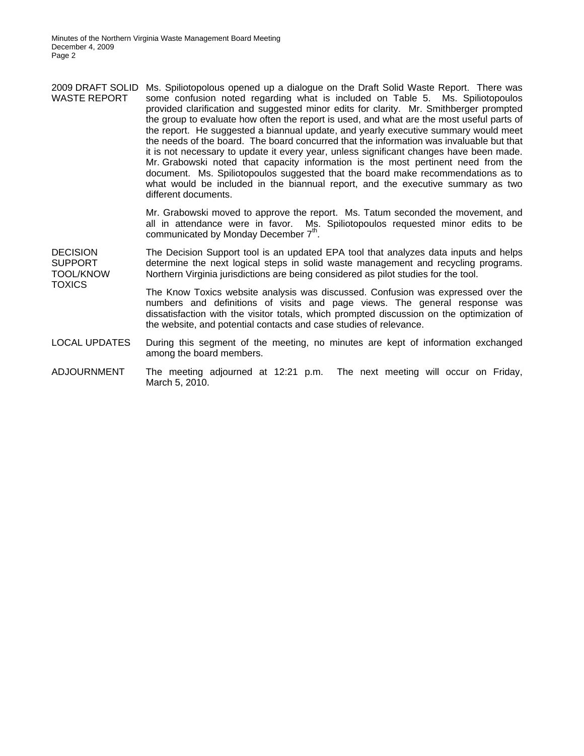**2009 DRAFT SOLID WASTE REPORT**

Ms. Spiliotopolous opened up a dialogue on the Draft Solid Waste Report. There was some confusion noted regarding what is included on Table 5. Ms. Spiliotopoulos provided clarification and suggested minor edits for clarity. Mr. Smithberger prompted the group to evaluate how often the report is used, and what are the most useful parts of the report. He suggested a biannual update, and yearly executive summary would meet the needs of the board. The board concurred that the information was invaluable but that it is not necessary to update it every year, unless significant changes have been made. Mr. Grabowski noted that capacity information is the most pertinent need from the document. Ms. Spiliotopoulos suggested that the board make recommendations as to what would be included in the biannual report, and the executive summary as two different documents.

Mr. Grabowski moved to approve the report. Ms. Tatum seconded the movement, and all in attendance were in favor. Ms. Spiliotopoulos requested minor edits to be communicated by Monday December 7th.

**DECISION SUPPORT TOOL/KNOW TOXICS**

The Decision Support tool is an updated EPA tool that analyzes data inputs and helps determine the next logical steps in solid waste management and recycling programs. Northern Virginia jurisdictions are being considered as pilot studies for the tool.

The Know Toxics website analysis was discussed. Confusion was expressed over the numbers and definitions of visits and page views. The general response was dissatisfaction with the visitor totals, which prompted discussion on the optimization of the website, and potential contacts and case studies of relevance.

**LOCAL UPDATES**

During this segment of the meeting, no minutes are kept of information exchanged among the board members.

**ADJOURNMENT**

The meeting adjourned at 12:21 p.m. The next meeting will occur on Friday, March 5, 2010.